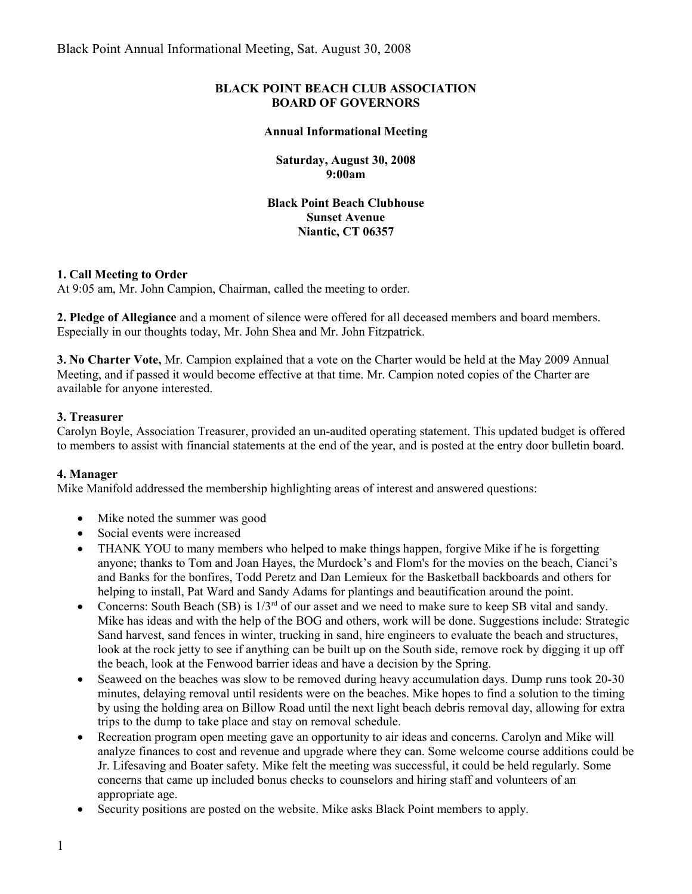**BLACK POINT BEACH CLUB ASSOCIATION**
**BOARD OF GOVERNORS**

**Annual Informational Meeting**

**Saturday, August 30, 2008**
**9:00am**

**Black Point Beach Clubhouse**
**Sunset Avenue**
**Niantic, CT 06357**

**1. Call Meeting to Order**
At 9:05 am, Mr. John Campion, Chairman, called the meeting to order.

**2. Pledge of Allegiance** and a moment of silence were offered for all deceased members and board members. Especially in our thoughts today, Mr. John Shea and Mr. John Fitzpatrick.

**3. No Charter Vote,** Mr. Campion explained that a vote on the Charter would be held at the May 2009 Annual Meeting, and if passed it would become effective at that time. Mr. Campion noted copies of the Charter are available for anyone interested.

**3. Treasurer**
Carolyn Boyle, Association Treasurer, provided an un-audited operating statement. This updated budget is offered to members to assist with financial statements at the end of the year, and is posted at the entry door bulletin board.

**4. Manager**
Mike Manifold addressed the membership highlighting areas of interest and answered questions:

- Mike noted the summer was good
- Social events were increased
- THANK YOU to many members who helped to make things happen, forgive Mike if he is forgetting anyone; thanks to Tom and Joan Hayes, the Murdock's and Flom's for the movies on the beach, Cianci's and Banks for the bonfires, Todd Peretz and Dan Lemieux for the Basketball backboards and others for helping to install, Pat Ward and Sandy Adams for plantings and beautification around the point.
- Concerns: South Beach (SB) is 1/3rd of our asset and we need to make sure to keep SB vital and sandy. Mike has ideas and with the help of the BOG and others, work will be done. Suggestions include: Strategic Sand harvest, sand fences in winter, trucking in sand, hire engineers to evaluate the beach and structures, look at the rock jetty to see if anything can be built up on the South side, remove rock by digging it up off the beach, look at the Fenwood barrier ideas and have a decision by the Spring.
- Seaweed on the beaches was slow to be removed during heavy accumulation days. Dump runs took 20-30 minutes, delaying removal until residents were on the beaches. Mike hopes to find a solution to the timing by using the holding area on Billow Road until the next light beach debris removal day, allowing for extra trips to the dump to take place and stay on removal schedule.
- Recreation program open meeting gave an opportunity to air ideas and concerns. Carolyn and Mike will analyze finances to cost and revenue and upgrade where they can. Some welcome course additions could be Jr. Lifesaving and Boater safety. Mike felt the meeting was successful, it could be held regularly. Some concerns that came up included bonus checks to counselors and hiring staff and volunteers of an appropriate age.
- Security positions are posted on the website. Mike asks Black Point members to apply.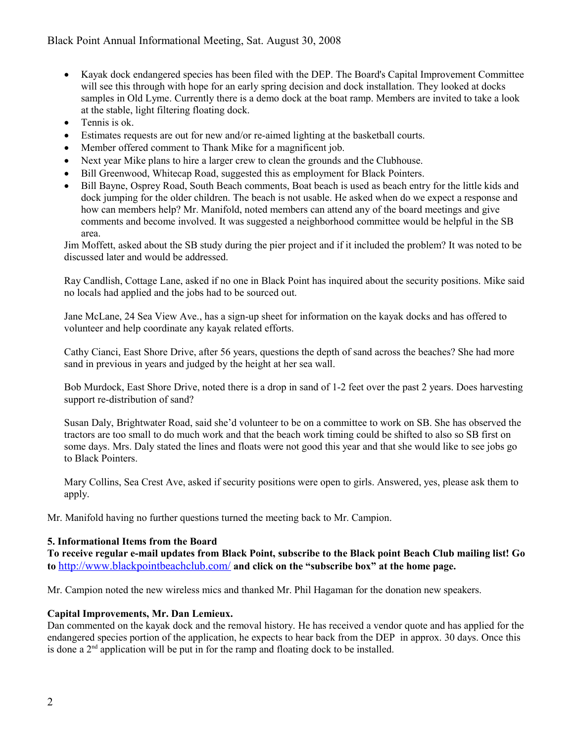- Kayak dock endangered species has been filed with the DEP. The Board's Capital Improvement Committee will see this through with hope for an early spring decision and dock installation. They looked at docks samples in Old Lyme. Currently there is a demo dock at the boat ramp. Members are invited to take a look at the stable, light filtering floating dock.
- Tennis is ok.
- Estimates requests are out for new and/or re-aimed lighting at the basketball courts.
- Member offered comment to Thank Mike for a magnificent job.
- Next year Mike plans to hire a larger crew to clean the grounds and the Clubhouse.
- Bill Greenwood, Whitecap Road, suggested this as employment for Black Pointers.
- Bill Bayne, Osprey Road, South Beach comments, Boat beach is used as beach entry for the little kids and dock jumping for the older children. The beach is not usable. He asked when do we expect a response and how can members help? Mr. Manifold, noted members can attend any of the board meetings and give comments and become involved. It was suggested a neighborhood committee would be helpful in the SB area.

Jim Moffett, asked about the SB study during the pier project and if it included the problem? It was noted to be discussed later and would be addressed.

Ray Candlish, Cottage Lane, asked if no one in Black Point has inquired about the security positions. Mike said no locals had applied and the jobs had to be sourced out.

Jane McLane, 24 Sea View Ave., has a sign-up sheet for information on the kayak docks and has offered to volunteer and help coordinate any kayak related efforts.

Cathy Cianci, East Shore Drive, after 56 years, questions the depth of sand across the beaches? She had more sand in previous in years and judged by the height at her sea wall.

Bob Murdock, East Shore Drive, noted there is a drop in sand of 1-2 feet over the past 2 years. Does harvesting support re-distribution of sand?

Susan Daly, Brightwater Road, said she'd volunteer to be on a committee to work on SB. She has observed the tractors are too small to do much work and that the beach work timing could be shifted to also so SB first on some days. Mrs. Daly stated the lines and floats were not good this year and that she would like to see jobs go to Black Pointers.

Mary Collins, Sea Crest Ave, asked if security positions were open to girls. Answered, yes, please ask them to apply.

Mr. Manifold having no further questions turned the meeting back to Mr. Campion.

**5. Informational Items from the Board**

**To receive regular e-mail updates from Black Point, subscribe to the Black point Beach Club mailing list! Go to [http://www.blackpointbeachclub.com/](http://www.blackpointbeachclub.com/) and click on the "subscribe box" at the home page.**

Mr. Campion noted the new wireless mics and thanked Mr. Phil Hagaman for the donation new speakers.

**Capital Improvements, Mr. Dan Lemieux.**

Dan commented on the kayak dock and the removal history. He has received a vendor quote and has applied for the endangered species portion of the application, he expects to hear back from the DEP in approx. 30 days. Once this is done a 2nd application will be put in for the ramp and floating dock to be installed.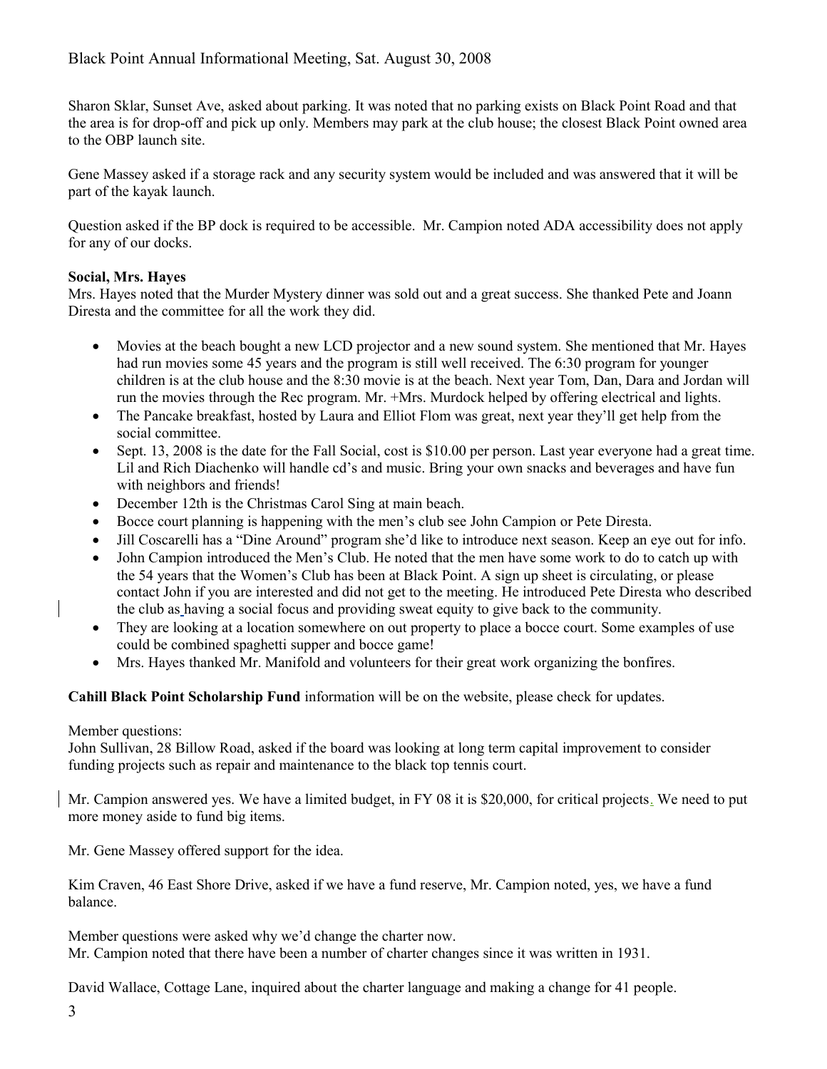Sharon Sklar, Sunset Ave, asked about parking. It was noted that no parking exists on Black Point Road and that the area is for drop-off and pick up only. Members may park at the club house; the closest Black Point owned area to the OBP launch site.

Gene Massey asked if a storage rack and any security system would be included and was answered that it will be part of the kayak launch.

Question asked if the BP dock is required to be accessible. Mr. Campion noted ADA accessibility does not apply for any of our docks.

**Social, Mrs. Hayes**

Mrs. Hayes noted that the Murder Mystery dinner was sold out and a great success. She thanked Pete and Joann Diresta and the committee for all the work they did.

- Movies at the beach bought a new LCD projector and a new sound system. She mentioned that Mr. Hayes had run movies some 45 years and the program is still well received. The 6:30 program for younger children is at the club house and the 8:30 movie is at the beach. Next year Tom, Dan, Dara and Jordan will run the movies through the Rec program. Mr. +Mrs. Murdock helped by offering electrical and lights.
- The Pancake breakfast, hosted by Laura and Elliot Flom was great, next year they'll get help from the social committee.
- Sept. 13, 2008 is the date for the Fall Social, cost is $10.00 per person. Last year everyone had a great time. Lil and Rich Diachenko will handle cd's and music. Bring your own snacks and beverages and have fun with neighbors and friends!
- December 12th is the Christmas Carol Sing at main beach.
- Bocce court planning is happening with the men's club see John Campion or Pete Diresta.
- Jill Coscarelli has a "Dine Around" program she'd like to introduce next season. Keep an eye out for info.
- John Campion introduced the Men's Club. He noted that the men have some work to do to catch up with the 54 years that the Women's Club has been at Black Point. A sign up sheet is circulating, or please contact John if you are interested and did not get to the meeting. He introduced Pete Diresta who described the club as having a social focus and providing sweat equity to give back to the community.
- They are looking at a location somewhere on out property to place a bocce court. Some examples of use could be combined spaghetti supper and bocce game!
- Mrs. Hayes thanked Mr. Manifold and volunteers for their great work organizing the bonfires.

**Cahill Black Point Scholarship Fund** information will be on the website, please check for updates.

Member questions:

John Sullivan, 28 Billow Road, asked if the board was looking at long term capital improvement to consider funding projects such as repair and maintenance to the black top tennis court.

Mr. Campion answered yes. We have a limited budget, in FY 08 it is $20,000, for critical projects. We need to put more money aside to fund big items.

Mr. Gene Massey offered support for the idea.

Kim Craven, 46 East Shore Drive, asked if we have a fund reserve, Mr. Campion noted, yes, we have a fund balance.

Member questions were asked why we'd change the charter now.

Mr. Campion noted that there have been a number of charter changes since it was written in 1931.

David Wallace, Cottage Lane, inquired about the charter language and making a change for 41 people.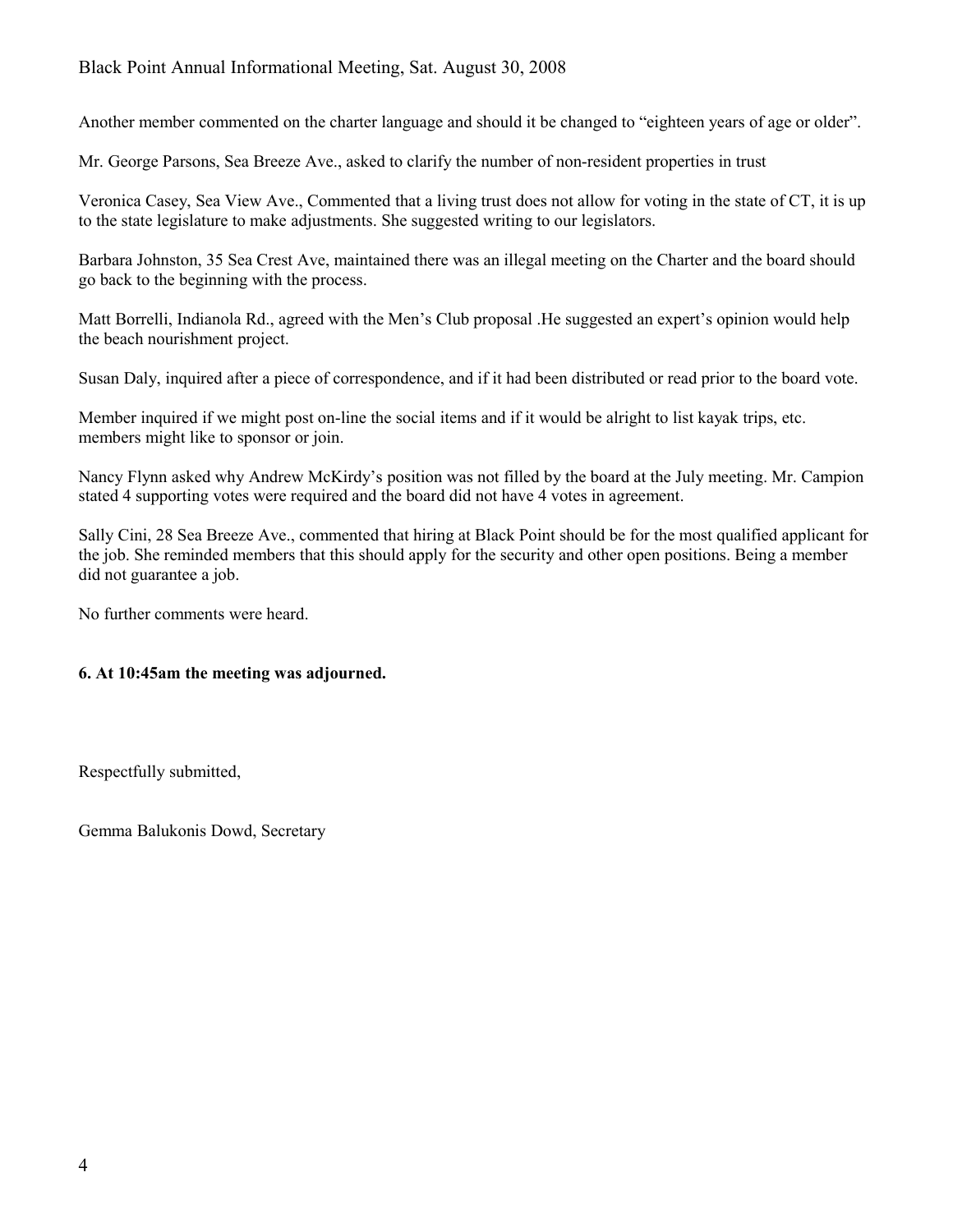Another member commented on the charter language and should it be changed to "eighteen years of age or older".

Mr. George Parsons, Sea Breeze Ave., asked to clarify the number of non-resident properties in trust

Veronica Casey, Sea View Ave., Commented that a living trust does not allow for voting in the state of CT, it is up to the state legislature to make adjustments. She suggested writing to our legislators.

Barbara Johnston, 35 Sea Crest Ave, maintained there was an illegal meeting on the Charter and the board should go back to the beginning with the process.

Matt Borrelli, Indianola Rd., agreed with the Men's Club proposal .He suggested an expert's opinion would help the beach nourishment project.

Susan Daly, inquired after a piece of correspondence, and if it had been distributed or read prior to the board vote.

Member inquired if we might post on-line the social items and if it would be alright to list kayak trips, etc. members might like to sponsor or join.

Nancy Flynn asked why Andrew McKirdy's position was not filled by the board at the July meeting. Mr. Campion stated 4 supporting votes were required and the board did not have 4 votes in agreement.

Sally Cini, 28 Sea Breeze Ave., commented that hiring at Black Point should be for the most qualified applicant for the job. She reminded members that this should apply for the security and other open positions. Being a member did not guarantee a job.

No further comments were heard.

**6. At 10:45am the meeting was adjourned.**

Respectfully submitted,

Gemma Balukonis Dowd, Secretary